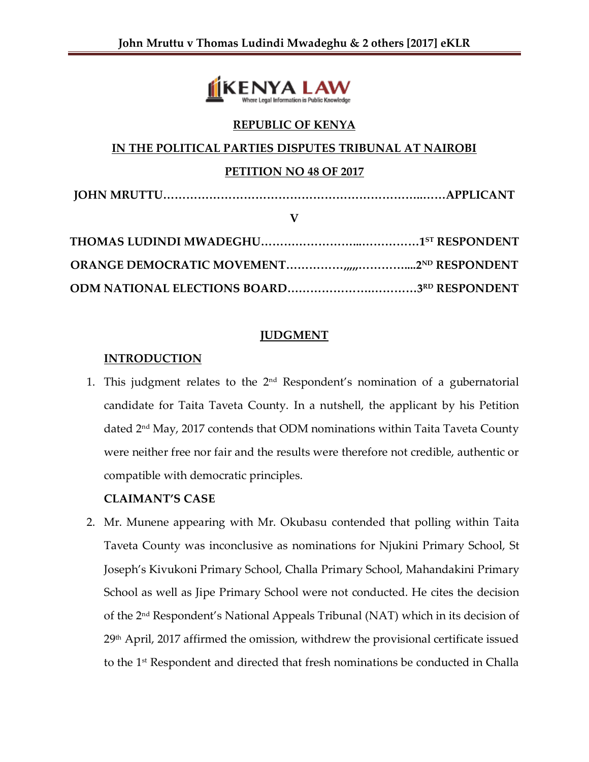**REPUBLIC OF KENYA**

**IN THE POLITICAL PARTIES DISPUTES TRIBUNAL AT NAIROBI**

**PETITION NO 48 OF 2017**

**JOHN MRUTTU……………………………………………………………..……APPLICANT**

**V**

**THOMAS LUDINDI MWADEGHU……………………..……………1ST RESPONDENT**

**ORANGE DEMOCRATIC MOVEMENT……………,,,,,,…………....2ND RESPONDENT**

**ODM NATIONAL ELECTIONS BOARD………………….…………3RD RESPONDENT**

## JUDGMENT

### INTRODUCTION

1. This judgment relates to the 2nd Respondent's nomination of a gubernatorial candidate for Taita Taveta County. In a nutshell, the applicant by his Petition dated 2nd May, 2017 contends that ODM nominations within Taita Taveta County were neither free nor fair and the results were therefore not credible, authentic or compatible with democratic principles.

### CLAIMANT'S CASE

2. Mr. Munene appearing with Mr. Okubasu contended that polling within Taita Taveta County was inconclusive as nominations for Njukini Primary School, St Joseph's Kivukoni Primary School, Challa Primary School, Mahandakini Primary School as well as Jipe Primary School were not conducted. He cites the decision of the 2nd Respondent's National Appeals Tribunal (NAT) which in its decision of 29th April, 2017 affirmed the omission, withdrew the provisional certificate issued to the 1st Respondent and directed that fresh nominations be conducted in Challa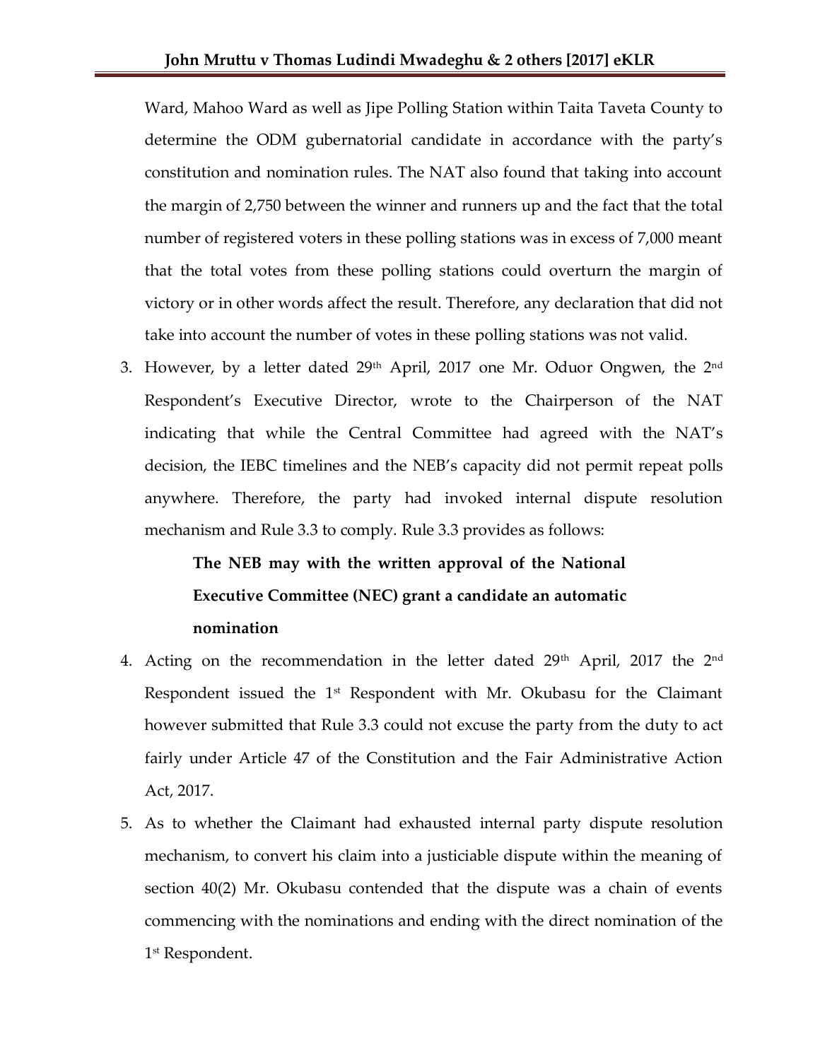Ward, Mahoo Ward as well as Jipe Polling Station within Taita Taveta County to determine the ODM gubernatorial candidate in accordance with the party's constitution and nomination rules. The NAT also found that taking into account the margin of 2,750 between the winner and runners up and the fact that the total number of registered voters in these polling stations was in excess of 7,000 meant that the total votes from these polling stations could overturn the margin of victory or in other words affect the result. Therefore, any declaration that did not take into account the number of votes in these polling stations was not valid.

3. However, by a letter dated 29th April, 2017 one Mr. Oduor Ongwen, the 2nd Respondent's Executive Director, wrote to the Chairperson of the NAT indicating that while the Central Committee had agreed with the NAT's decision, the IEBC timelines and the NEB's capacity did not permit repeat polls anywhere. Therefore, the party had invoked internal dispute resolution mechanism and Rule 3.3 to comply. Rule 3.3 provides as follows:

   **The NEB may with the written approval of the National Executive Committee (NEC) grant a candidate an automatic nomination**

4. Acting on the recommendation in the letter dated 29th April, 2017 the 2nd Respondent issued the 1st Respondent with Mr. Okubasu for the Claimant however submitted that Rule 3.3 could not excuse the party from the duty to act fairly under Article 47 of the Constitution and the Fair Administrative Action Act, 2017.

5. As to whether the Claimant had exhausted internal party dispute resolution mechanism, to convert his claim into a justiciable dispute within the meaning of section 40(2) Mr. Okubasu contended that the dispute was a chain of events commencing with the nominations and ending with the direct nomination of the 1st Respondent.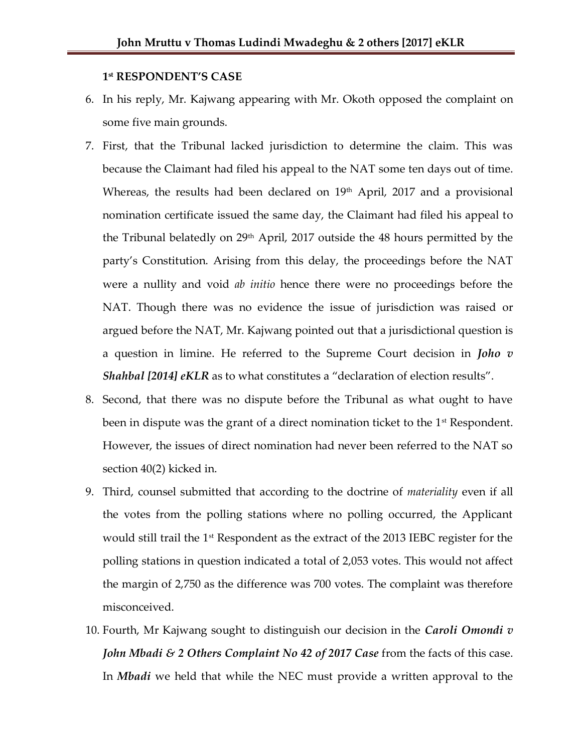**1st RESPONDENT'S CASE**

6. In his reply, Mr. Kajwang appearing with Mr. Okoth opposed the complaint on some five main grounds.

7. First, that the Tribunal lacked jurisdiction to determine the claim. This was because the Claimant had filed his appeal to the NAT some ten days out of time. Whereas, the results had been declared on 19th April, 2017 and a provisional nomination certificate issued the same day, the Claimant had filed his appeal to the Tribunal belatedly on 29th April, 2017 outside the 48 hours permitted by the party's Constitution. Arising from this delay, the proceedings before the NAT were a nullity and void *ab initio* hence there were no proceedings before the NAT. Though there was no evidence the issue of jurisdiction was raised or argued before the NAT, Mr. Kajwang pointed out that a jurisdictional question is a question in limine. He referred to the Supreme Court decision in ***Joho v Shahbal [2014] eKLR*** as to what constitutes a "declaration of election results".

8. Second, that there was no dispute before the Tribunal as what ought to have been in dispute was the grant of a direct nomination ticket to the 1st Respondent. However, the issues of direct nomination had never been referred to the NAT so section 40(2) kicked in.

9. Third, counsel submitted that according to the doctrine of *materiality* even if all the votes from the polling stations where no polling occurred, the Applicant would still trail the 1st Respondent as the extract of the 2013 IEBC register for the polling stations in question indicated a total of 2,053 votes. This would not affect the margin of 2,750 as the difference was 700 votes. The complaint was therefore misconceived.

10. Fourth, Mr Kajwang sought to distinguish our decision in the ***Caroli Omondi v John Mbadi & 2 Others Complaint No 42 of 2017 Case*** from the facts of this case. In ***Mbadi*** we held that while the NEC must provide a written approval to the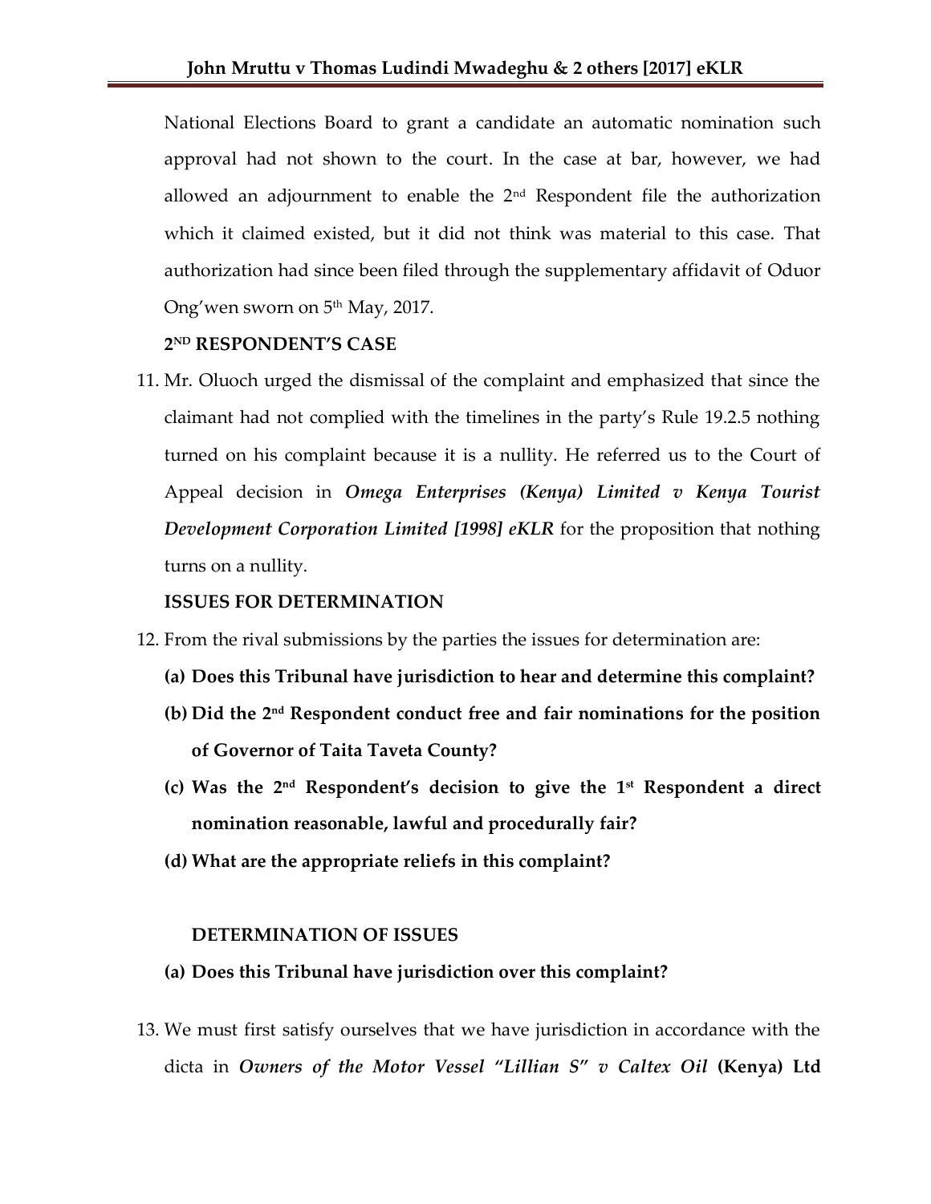National Elections Board to grant a candidate an automatic nomination such approval had not shown to the court. In the case at bar, however, we had allowed an adjournment to enable the 2nd Respondent file the authorization which it claimed existed, but it did not think was material to this case. That authorization had since been filed through the supplementary affidavit of Oduor Ong'wen sworn on 5th May, 2017.

**2ND RESPONDENT'S CASE**

11. Mr. Oluoch urged the dismissal of the complaint and emphasized that since the claimant had not complied with the timelines in the party's Rule 19.2.5 nothing turned on his complaint because it is a nullity. He referred us to the Court of Appeal decision in ***Omega Enterprises (Kenya) Limited v Kenya Tourist Development Corporation Limited [1998] eKLR*** for the proposition that nothing turns on a nullity.

**ISSUES FOR DETERMINATION**

12. From the rival submissions by the parties the issues for determination are:
    - **(a) Does this Tribunal have jurisdiction to hear and determine this complaint?**
    - **(b) Did the 2nd Respondent conduct free and fair nominations for the position of Governor of Taita Taveta County?**
    - **(c) Was the 2nd Respondent's decision to give the 1st Respondent a direct nomination reasonable, lawful and procedurally fair?**
    - **(d) What are the appropriate reliefs in this complaint?**

**DETERMINATION OF ISSUES**

**(a) Does this Tribunal have jurisdiction over this complaint?**

13. We must first satisfy ourselves that we have jurisdiction in accordance with the dicta in ***Owners of the Motor Vessel "Lillian S" v Caltex Oil* (Kenya) Ltd**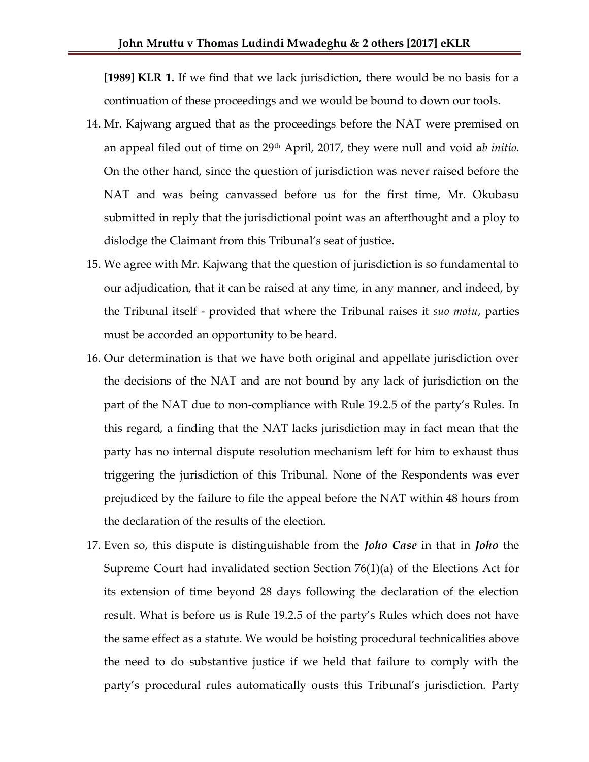**[1989] KLR 1.** If we find that we lack jurisdiction, there would be no basis for a continuation of these proceedings and we would be bound to down our tools.

14. Mr. Kajwang argued that as the proceedings before the NAT were premised on an appeal filed out of time on 29th April, 2017, they were null and void a*b initio*. On the other hand, since the question of jurisdiction was never raised before the NAT and was being canvassed before us for the first time, Mr. Okubasu submitted in reply that the jurisdictional point was an afterthought and a ploy to dislodge the Claimant from this Tribunal's seat of justice.

15. We agree with Mr. Kajwang that the question of jurisdiction is so fundamental to our adjudication, that it can be raised at any time, in any manner, and indeed, by the Tribunal itself - provided that where the Tribunal raises it *suo motu*, parties must be accorded an opportunity to be heard.

16. Our determination is that we have both original and appellate jurisdiction over the decisions of the NAT and are not bound by any lack of jurisdiction on the part of the NAT due to non-compliance with Rule 19.2.5 of the party's Rules. In this regard, a finding that the NAT lacks jurisdiction may in fact mean that the party has no internal dispute resolution mechanism left for him to exhaust thus triggering the jurisdiction of this Tribunal. None of the Respondents was ever prejudiced by the failure to file the appeal before the NAT within 48 hours from the declaration of the results of the election.

17. Even so, this dispute is distinguishable from the ***Joho Case*** in that in ***Joho*** the Supreme Court had invalidated section Section 76(1)(a) of the Elections Act for its extension of time beyond 28 days following the declaration of the election result. What is before us is Rule 19.2.5 of the party's Rules which does not have the same effect as a statute. We would be hoisting procedural technicalities above the need to do substantive justice if we held that failure to comply with the party's procedural rules automatically ousts this Tribunal's jurisdiction. Party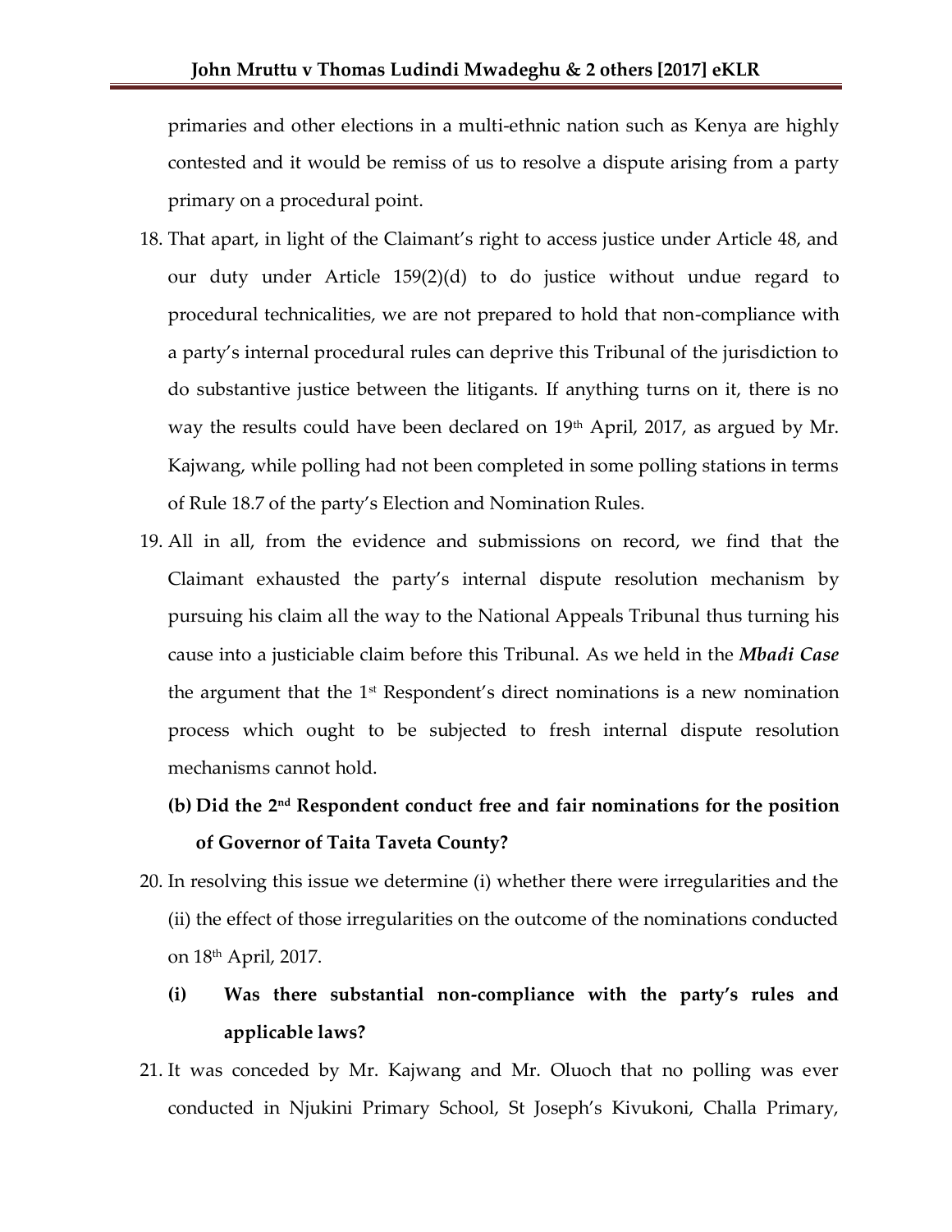primaries and other elections in a multi-ethnic nation such as Kenya are highly contested and it would be remiss of us to resolve a dispute arising from a party primary on a procedural point.

18. That apart, in light of the Claimant's right to access justice under Article 48, and our duty under Article 159(2)(d) to do justice without undue regard to procedural technicalities, we are not prepared to hold that non-compliance with a party's internal procedural rules can deprive this Tribunal of the jurisdiction to do substantive justice between the litigants. If anything turns on it, there is no way the results could have been declared on 19th April, 2017, as argued by Mr. Kajwang, while polling had not been completed in some polling stations in terms of Rule 18.7 of the party's Election and Nomination Rules.

19. All in all, from the evidence and submissions on record, we find that the Claimant exhausted the party's internal dispute resolution mechanism by pursuing his claim all the way to the National Appeals Tribunal thus turning his cause into a justiciable claim before this Tribunal. As we held in the ***Mbadi Case*** the argument that the 1st Respondent's direct nominations is a new nomination process which ought to be subjected to fresh internal dispute resolution mechanisms cannot hold.

**(b) Did the 2nd Respondent conduct free and fair nominations for the position of Governor of Taita Taveta County?**

20. In resolving this issue we determine (i) whether there were irregularities and the (ii) the effect of those irregularities on the outcome of the nominations conducted on 18th April, 2017.

**(i) Was there substantial non-compliance with the party's rules and applicable laws?**

21. It was conceded by Mr. Kajwang and Mr. Oluoch that no polling was ever conducted in Njukini Primary School, St Joseph's Kivukoni, Challa Primary,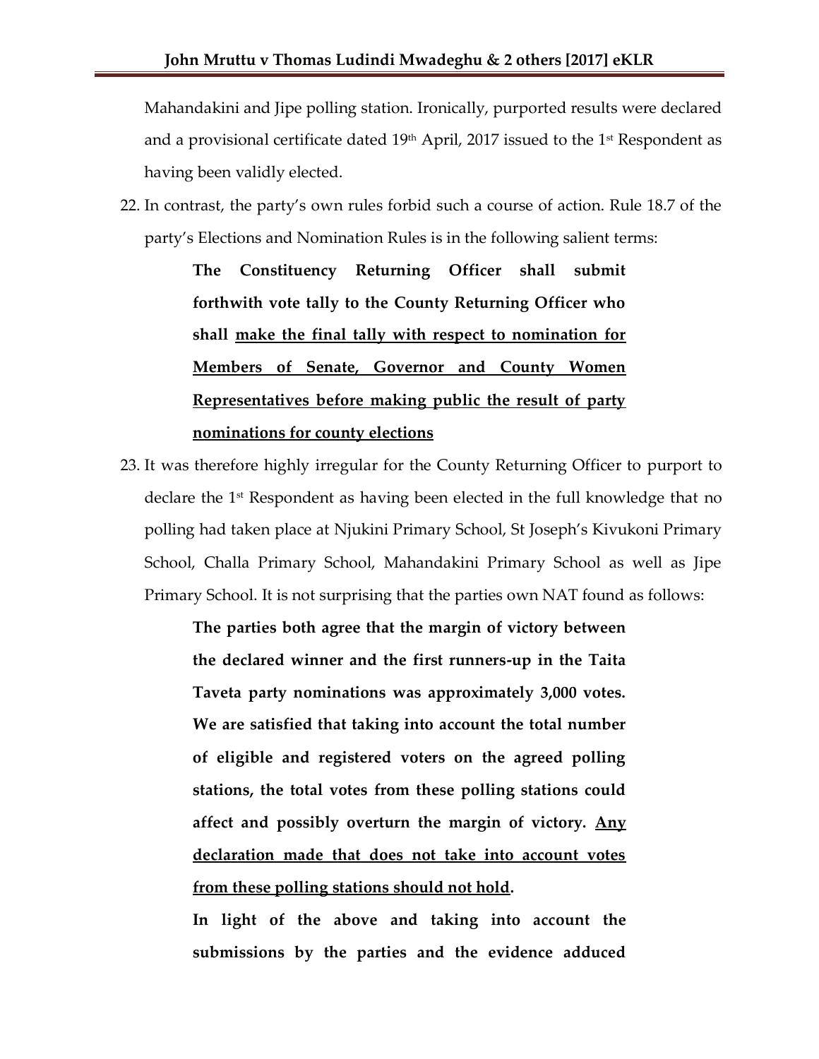Mahandakini and Jipe polling station. Ironically, purported results were declared and a provisional certificate dated 19th April, 2017 issued to the 1st Respondent as having been validly elected.

22. In contrast, the party's own rules forbid such a course of action. Rule 18.7 of the party's Elections and Nomination Rules is in the following salient terms:

> **The Constituency Returning Officer shall submit forthwith vote tally to the County Returning Officer who shall <u>make the final tally with respect to nomination for Members of Senate, Governor and County Women Representatives before making public the result of party nominations for county elections</u>**

23. It was therefore highly irregular for the County Returning Officer to purport to declare the 1st Respondent as having been elected in the full knowledge that no polling had taken place at Njukini Primary School, St Joseph's Kivukoni Primary School, Challa Primary School, Mahandakini Primary School as well as Jipe Primary School. It is not surprising that the parties own NAT found as follows:

> **The parties both agree that the margin of victory between the declared winner and the first runners-up in the Taita Taveta party nominations was approximately 3,000 votes. We are satisfied that taking into account the total number of eligible and registered voters on the agreed polling stations, the total votes from these polling stations could affect and possibly overturn the margin of victory. <u>Any declaration made that does not take into account votes from these polling stations should not hold</u>.**
>
> **In light of the above and taking into account the submissions by the parties and the evidence adduced**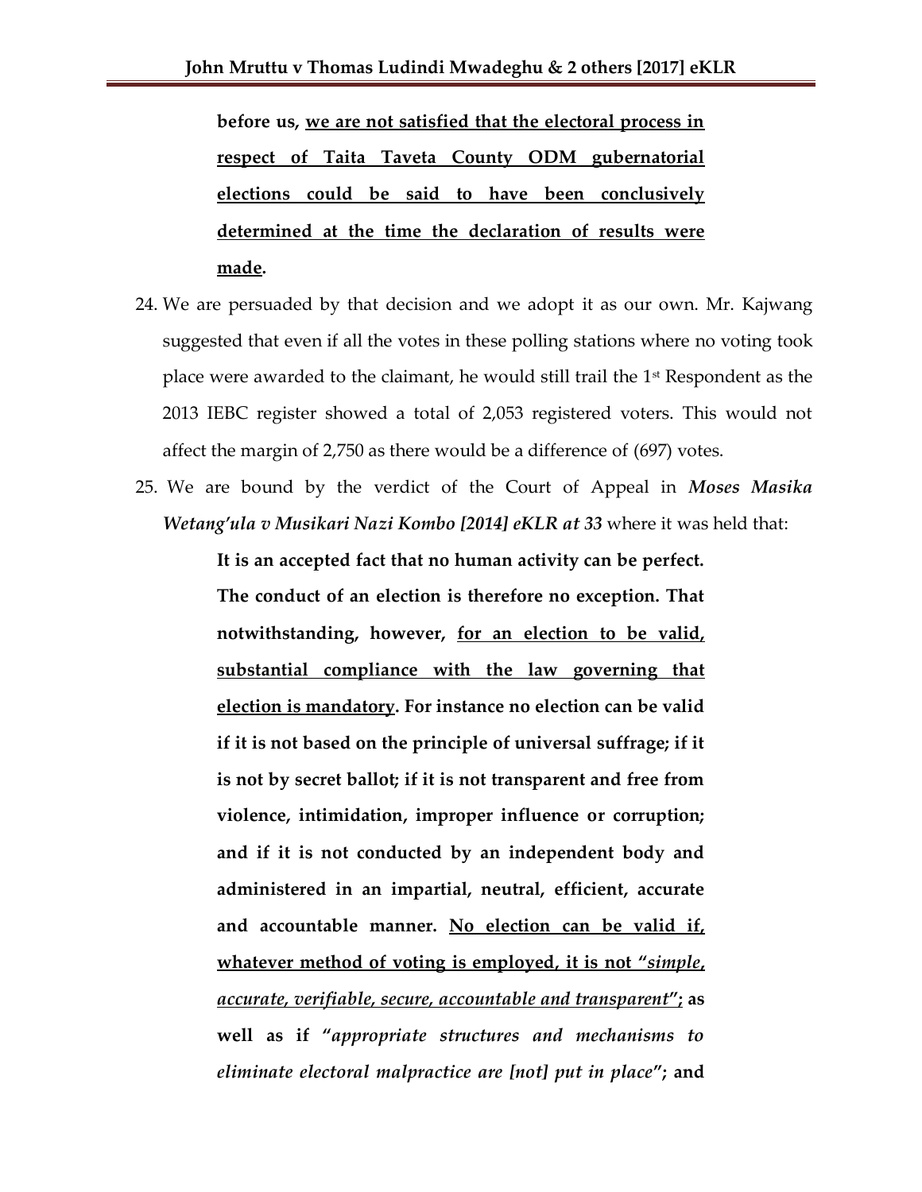> **before us, <u>we are not satisfied that the electoral process in respect of Taita Taveta County ODM gubernatorial elections could be said to have been conclusively determined at the time the declaration of results were made</u>.**

24. We are persuaded by that decision and we adopt it as our own. Mr. Kajwang suggested that even if all the votes in these polling stations where no voting took place were awarded to the claimant, he would still trail the 1st Respondent as the 2013 IEBC register showed a total of 2,053 registered voters. This would not affect the margin of 2,750 as there would be a difference of (697) votes.

25. We are bound by the verdict of the Court of Appeal in ***Moses Masika Wetang'ula v Musikari Nazi Kombo [2014] eKLR at 33*** where it was held that:

> **It is an accepted fact that no human activity can be perfect. The conduct of an election is therefore no exception. That notwithstanding, however, <u>for an election to be valid, substantial compliance with the law governing that election is mandatory</u>. For instance no election can be valid if it is not based on the principle of universal suffrage; if it is not by secret ballot; if it is not transparent and free from violence, intimidation, improper influence or corruption; and if it is not conducted by an independent body and administered in an impartial, neutral, efficient, accurate and accountable manner. <u>No election can be valid if, whatever method of voting is employed, it is not "*simple, accurate, verifiable, secure, accountable and transparent*"</u>; as well as if "*appropriate structures and mechanisms to eliminate electoral malpractice are [not] put in place*"; and**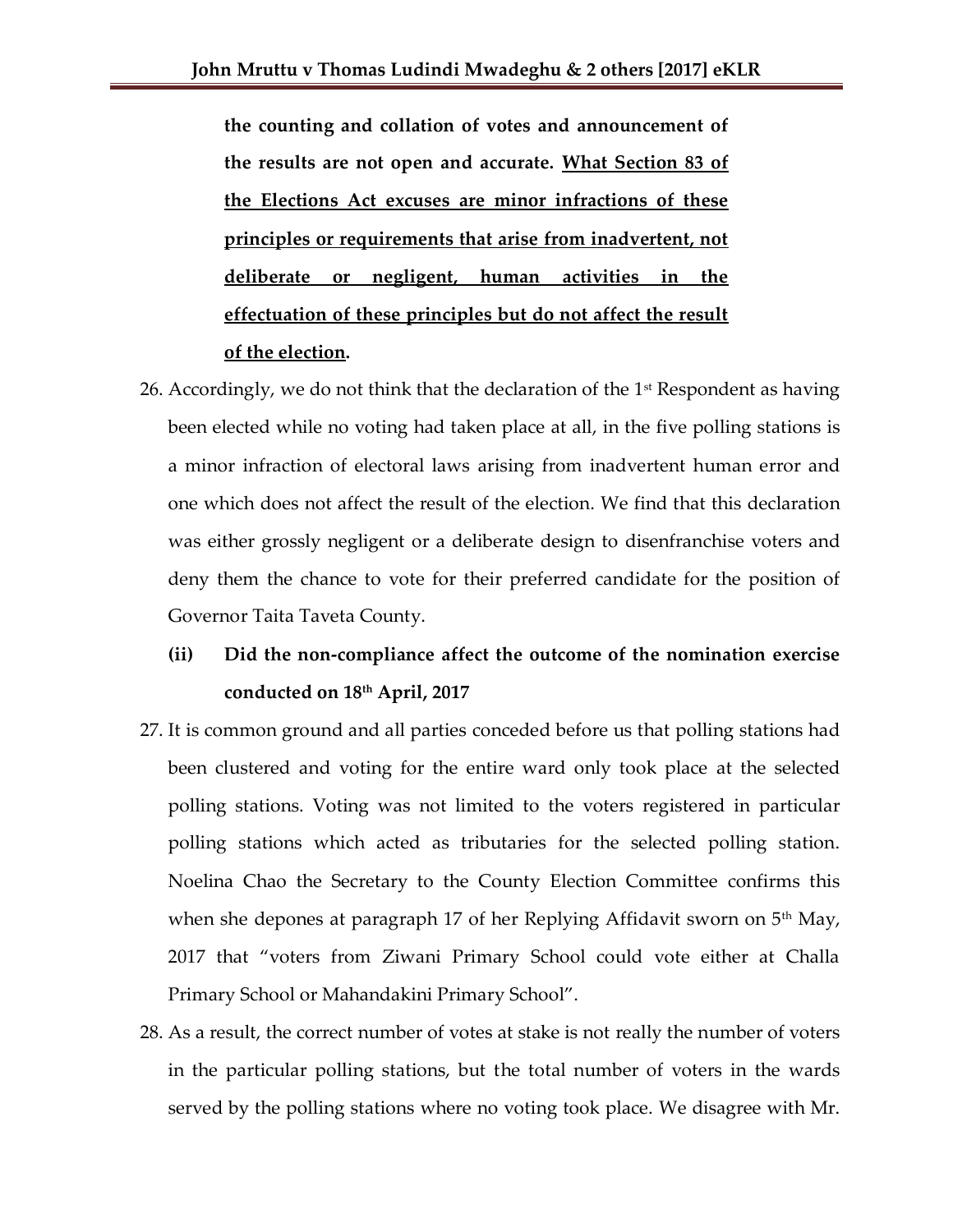**the counting and collation of votes and announcement of the results are not open and accurate. <u>What Section 83 of the Elections Act excuses are minor infractions of these principles or requirements that arise from inadvertent, not deliberate or negligent, human activities in the effectuation of these principles but do not affect the result of the election</u>.**

26. Accordingly, we do not think that the declaration of the 1st Respondent as having been elected while no voting had taken place at all, in the five polling stations is a minor infraction of electoral laws arising from inadvertent human error and one which does not affect the result of the election. We find that this declaration was either grossly negligent or a deliberate design to disenfranchise voters and deny them the chance to vote for their preferred candidate for the position of Governor Taita Taveta County.

**(ii) Did the non-compliance affect the outcome of the nomination exercise conducted on 18th April, 2017**

27. It is common ground and all parties conceded before us that polling stations had been clustered and voting for the entire ward only took place at the selected polling stations. Voting was not limited to the voters registered in particular polling stations which acted as tributaries for the selected polling station. Noelina Chao the Secretary to the County Election Committee confirms this when she depones at paragraph 17 of her Replying Affidavit sworn on 5th May, 2017 that "voters from Ziwani Primary School could vote either at Challa Primary School or Mahandakini Primary School".

28. As a result, the correct number of votes at stake is not really the number of voters in the particular polling stations, but the total number of voters in the wards served by the polling stations where no voting took place. We disagree with Mr.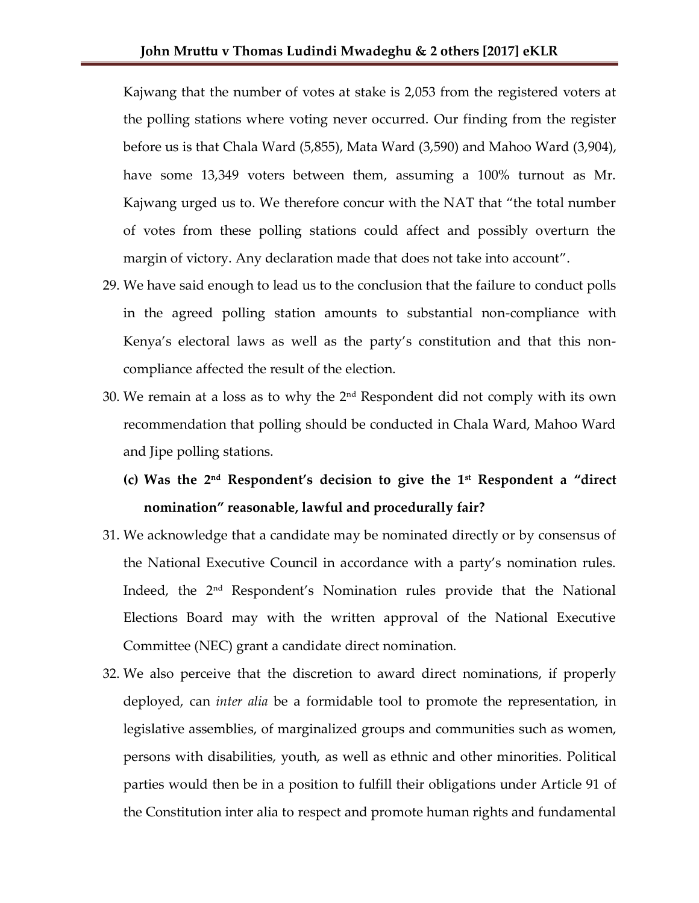Kajwang that the number of votes at stake is 2,053 from the registered voters at the polling stations where voting never occurred. Our finding from the register before us is that Chala Ward (5,855), Mata Ward (3,590) and Mahoo Ward (3,904), have some 13,349 voters between them, assuming a 100% turnout as Mr. Kajwang urged us to. We therefore concur with the NAT that "the total number of votes from these polling stations could affect and possibly overturn the margin of victory. Any declaration made that does not take into account".

29. We have said enough to lead us to the conclusion that the failure to conduct polls in the agreed polling station amounts to substantial non-compliance with Kenya's electoral laws as well as the party's constitution and that this non-compliance affected the result of the election.

30. We remain at a loss as to why the 2nd Respondent did not comply with its own recommendation that polling should be conducted in Chala Ward, Mahoo Ward and Jipe polling stations.

**(c) Was the 2nd Respondent's decision to give the 1st Respondent a "direct nomination" reasonable, lawful and procedurally fair?**

31. We acknowledge that a candidate may be nominated directly or by consensus of the National Executive Council in accordance with a party's nomination rules. Indeed, the 2nd Respondent's Nomination rules provide that the National Elections Board may with the written approval of the National Executive Committee (NEC) grant a candidate direct nomination.

32. We also perceive that the discretion to award direct nominations, if properly deployed, can *inter alia* be a formidable tool to promote the representation, in legislative assemblies, of marginalized groups and communities such as women, persons with disabilities, youth, as well as ethnic and other minorities. Political parties would then be in a position to fulfill their obligations under Article 91 of the Constitution inter alia to respect and promote human rights and fundamental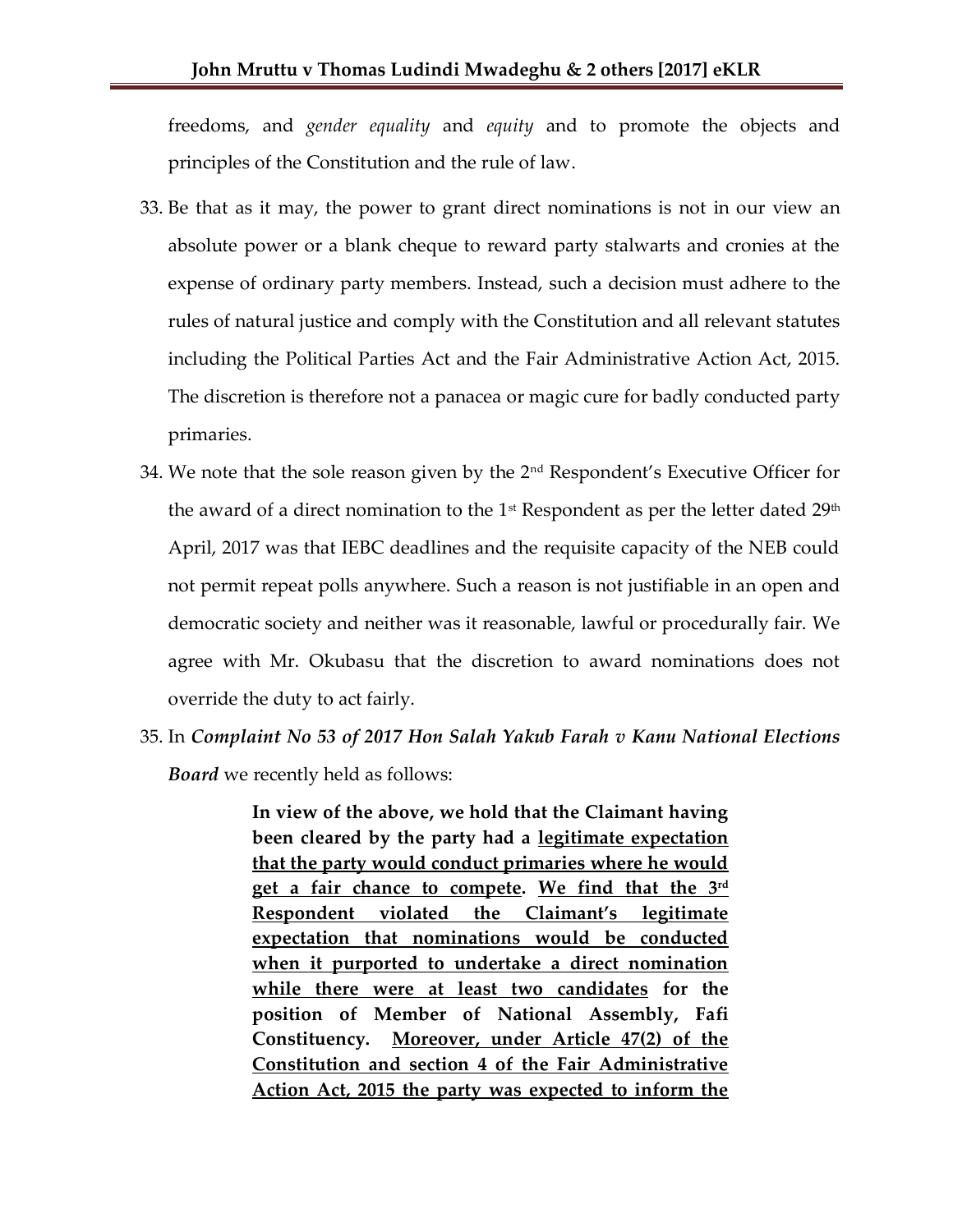freedoms, and *gender equality* and *equity* and to promote the objects and principles of the Constitution and the rule of law.

33. Be that as it may, the power to grant direct nominations is not in our view an absolute power or a blank cheque to reward party stalwarts and cronies at the expense of ordinary party members. Instead, such a decision must adhere to the rules of natural justice and comply with the Constitution and all relevant statutes including the Political Parties Act and the Fair Administrative Action Act, 2015. The discretion is therefore not a panacea or magic cure for badly conducted party primaries.

34. We note that the sole reason given by the 2nd Respondent's Executive Officer for the award of a direct nomination to the 1st Respondent as per the letter dated 29th April, 2017 was that IEBC deadlines and the requisite capacity of the NEB could not permit repeat polls anywhere. Such a reason is not justifiable in an open and democratic society and neither was it reasonable, lawful or procedurally fair. We agree with Mr. Okubasu that the discretion to award nominations does not override the duty to act fairly.

35. In ***Complaint No 53 of 2017 Hon Salah Yakub Farah v Kanu National Elections Board*** we recently held as follows:

> **In view of the above, we hold that the Claimant having been cleared by the party had a <u>legitimate expectation that the party would conduct primaries where he would get a fair chance to compete</u>. <u>We find that the 3rd Respondent violated the Claimant's legitimate expectation that nominations would be conducted when it purported to undertake a direct nomination while there were at least two candidates</u> for the position of Member of National Assembly, Fafi Constituency. <u>Moreover, under Article 47(2) of the Constitution and section 4 of the Fair Administrative Action Act, 2015 the party was expected to inform the</u>**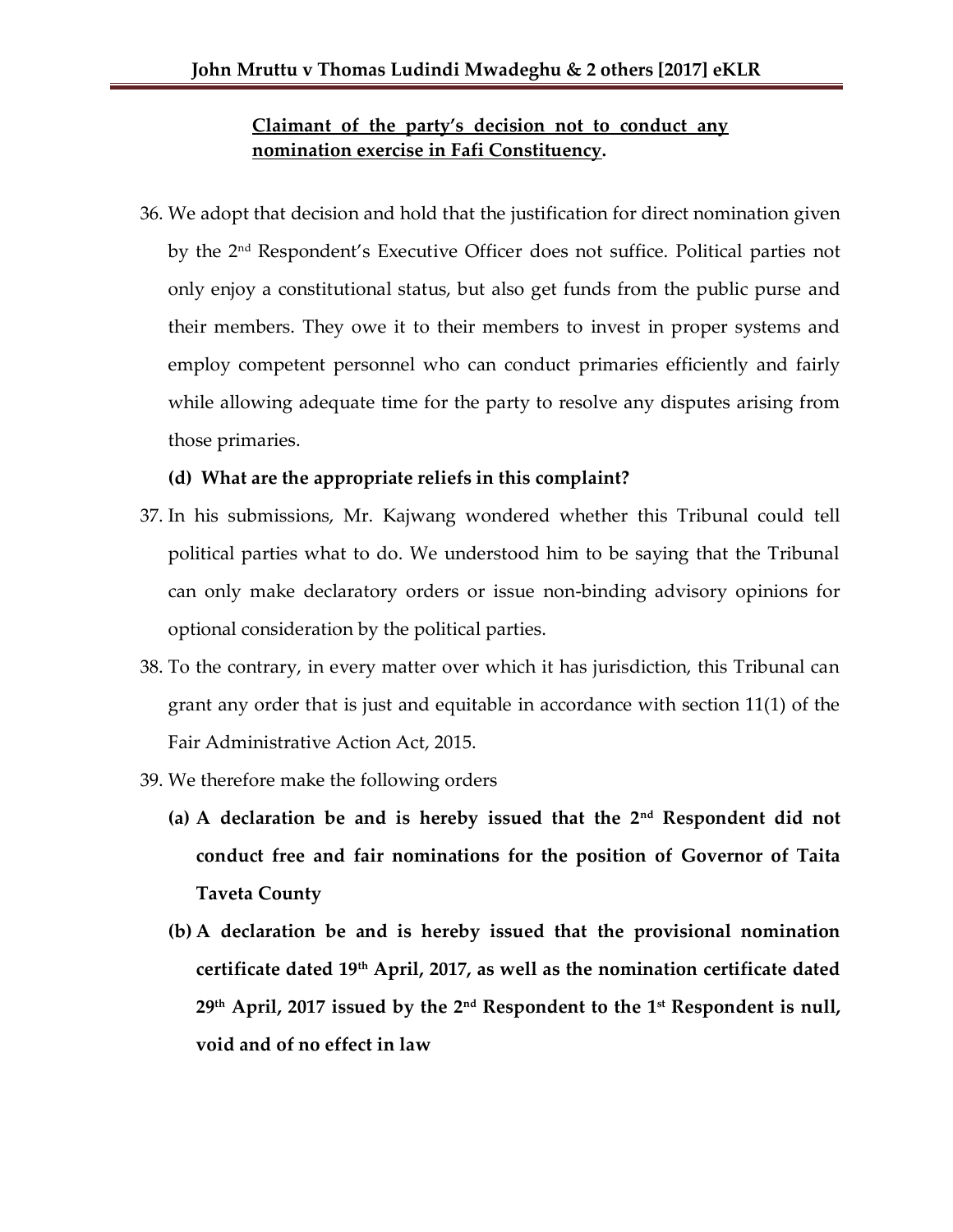**<u>Claimant of the party's decision not to conduct any nomination exercise in Fafi Constituency</u>.**

36. We adopt that decision and hold that the justification for direct nomination given by the 2nd Respondent's Executive Officer does not suffice. Political parties not only enjoy a constitutional status, but also get funds from the public purse and their members. They owe it to their members to invest in proper systems and employ competent personnel who can conduct primaries efficiently and fairly while allowing adequate time for the party to resolve any disputes arising from those primaries.

**(d) What are the appropriate reliefs in this complaint?**

37. In his submissions, Mr. Kajwang wondered whether this Tribunal could tell political parties what to do. We understood him to be saying that the Tribunal can only make declaratory orders or issue non-binding advisory opinions for optional consideration by the political parties.

38. To the contrary, in every matter over which it has jurisdiction, this Tribunal can grant any order that is just and equitable in accordance with section 11(1) of the Fair Administrative Action Act, 2015.

39. We therefore make the following orders

    **(a) A declaration be and is hereby issued that the 2nd Respondent did not conduct free and fair nominations for the position of Governor of Taita Taveta County**

    **(b) A declaration be and is hereby issued that the provisional nomination certificate dated 19th April, 2017, as well as the nomination certificate dated 29th April, 2017 issued by the 2nd Respondent to the 1st Respondent is null, void and of no effect in law**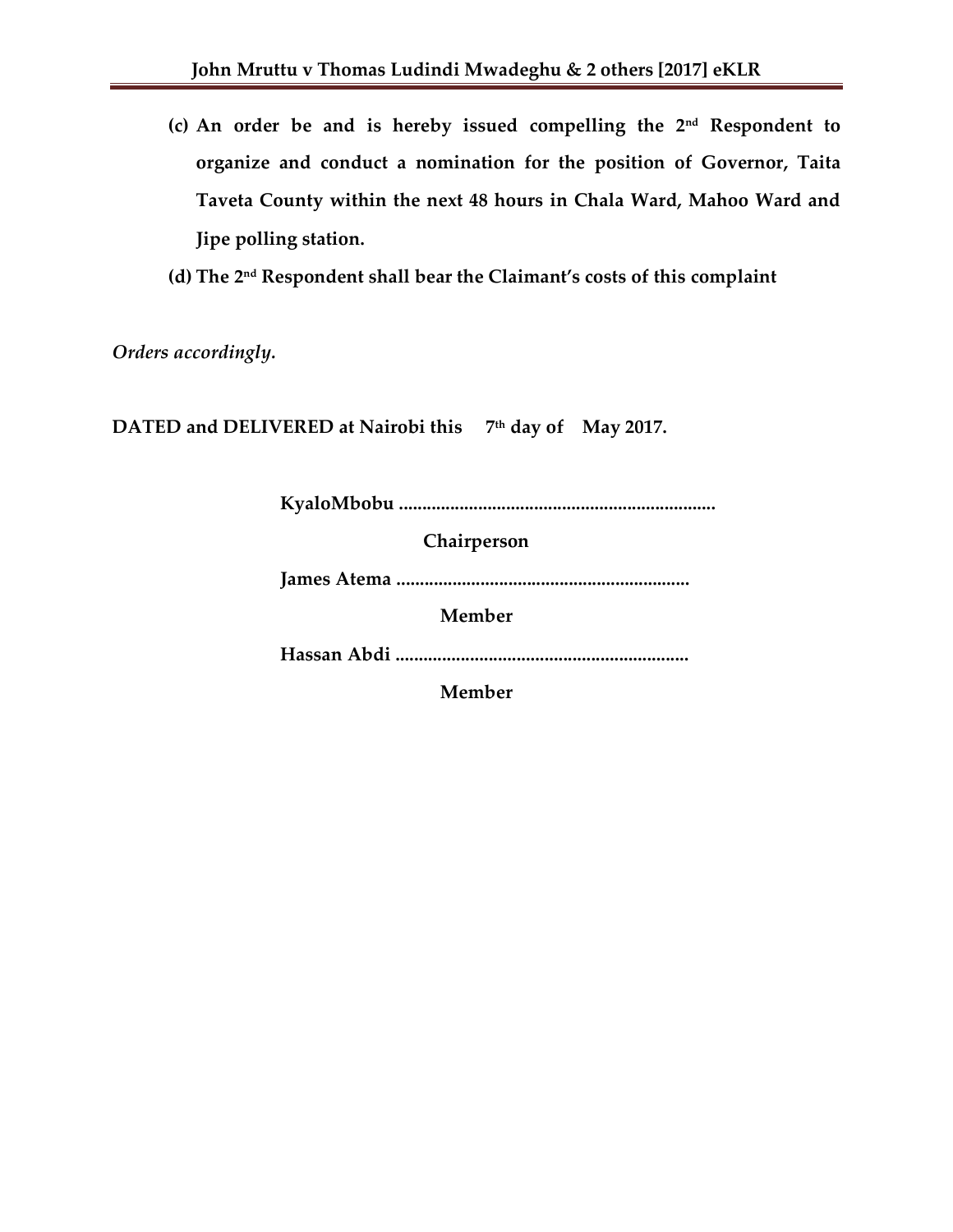**(c) An order be and is hereby issued compelling the 2nd Respondent to organize and conduct a nomination for the position of Governor, Taita Taveta County within the next 48 hours in Chala Ward, Mahoo Ward and Jipe polling station.**

**(d) The 2nd Respondent shall bear the Claimant's costs of this complaint**

*Orders accordingly.*

**DATED and DELIVERED at Nairobi this 7th day of May 2017.**

**KyaloMbobu ....................................................................**

**Chairperson**

**James Atema ...............................................................**

**Member**

**Hassan Abdi ...............................................................**

**Member**